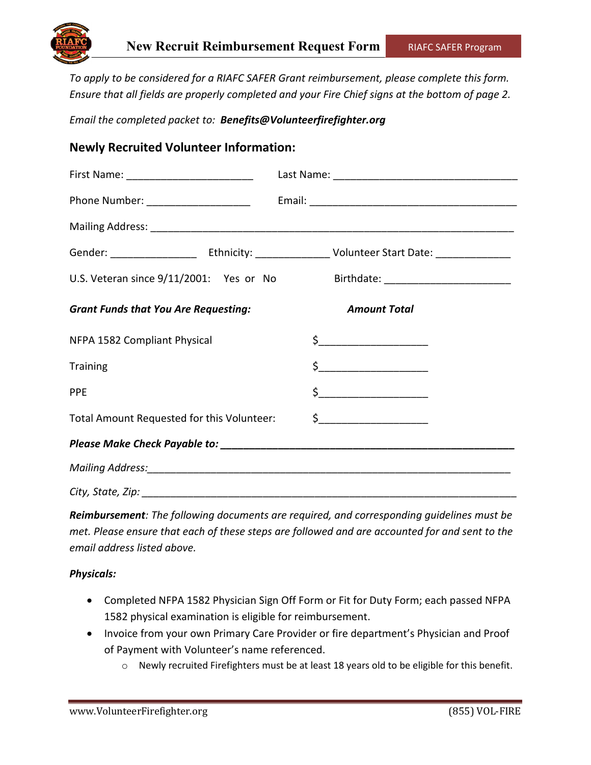# New Recruit Reimbursement Request Form

RIAFC SAFER Program

*To apply to be considered for a RIAFC SAFER Grant reimbursement, please complete this form. Ensure that all fields are properly completed and your Fire Chief signs at the bottom of page 2.*

*Email the completed packet to:* ***Benefits@Volunteerfirefighter.org***

## Newly Recruited Volunteer Information:

First Name: ______________________ Last Name: ________________________________

Phone Number: __________________ Email: ____________________________________

Mailing Address: ______________________________________________________________

Gender: _______________ Ethnicity: _____________ Volunteer Start Date: _____________

U.S. Veteran since 9/11/2001: Yes or No Birthdate: ______________________

| ***Grant Funds that You Are Requesting:*** | ***Amount Total*** |
|---|---|
| NFPA 1582 Compliant Physical | $__________________ |
| Training | $__________________ |
| PPE | $__________________ |
| Total Amount Requested for this Volunteer: | $__________________ |

***Please Make Check Payable to:*** ____________________________________________________

*Mailing Address:*____________________________________________________________

*City, State, Zip:* _____________________________________________________________

***Reimbursement****: The following documents are required, and corresponding guidelines must be met. Please ensure that each of these steps are followed and are accounted for and sent to the email address listed above.*

***Physicals:***

- Completed NFPA 1582 Physician Sign Off Form or Fit for Duty Form; each passed NFPA 1582 physical examination is eligible for reimbursement.
- Invoice from your own Primary Care Provider or fire department's Physician and Proof of Payment with Volunteer's name referenced.
  - Newly recruited Firefighters must be at least 18 years old to be eligible for this benefit.

www.VolunteerFirefighter.org (855) VOL-FIRE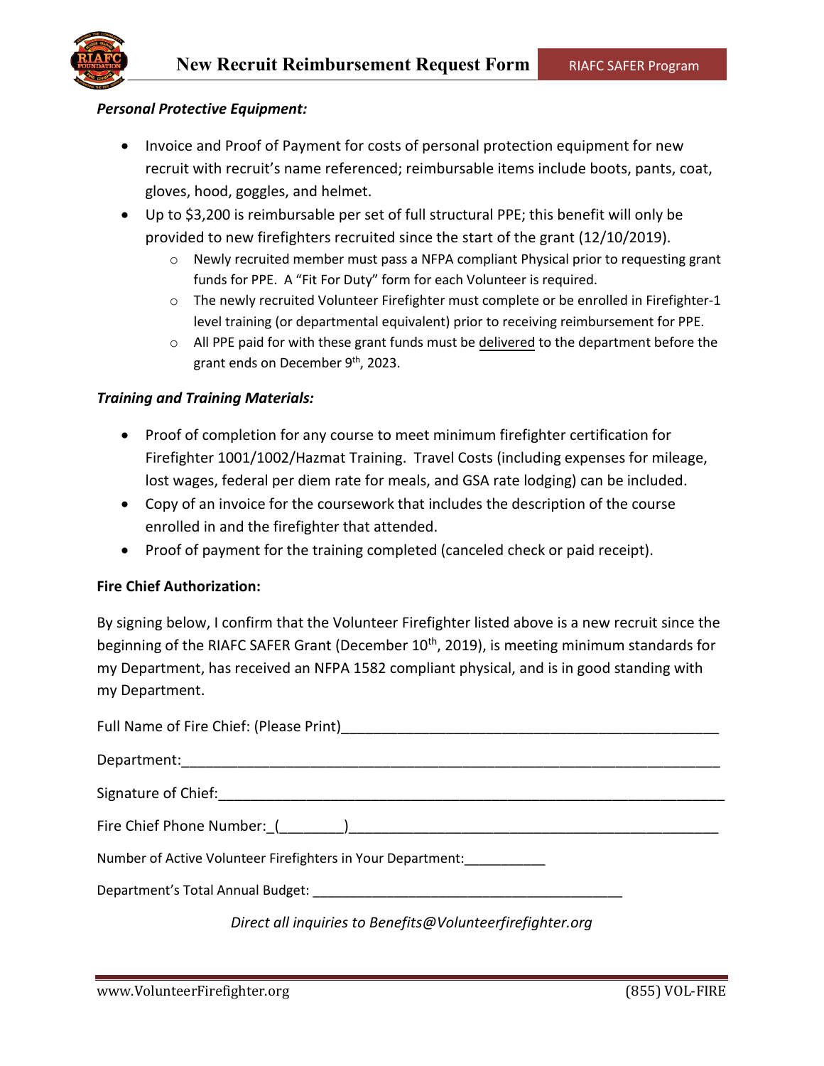*Personal Protective Equipment:*

- Invoice and Proof of Payment for costs of personal protection equipment for new recruit with recruit's name referenced; reimbursable items include boots, pants, coat, gloves, hood, goggles, and helmet.
- Up to $3,200 is reimbursable per set of full structural PPE; this benefit will only be provided to new firefighters recruited since the start of the grant (12/10/2019).
  - Newly recruited member must pass a NFPA compliant Physical prior to requesting grant funds for PPE. A "Fit For Duty" form for each Volunteer is required.
  - The newly recruited Volunteer Firefighter must complete or be enrolled in Firefighter-1 level training (or departmental equivalent) prior to receiving reimbursement for PPE.
  - All PPE paid for with these grant funds must be delivered to the department before the grant ends on December 9th, 2023.

*Training and Training Materials:*

- Proof of completion for any course to meet minimum firefighter certification for Firefighter 1001/1002/Hazmat Training. Travel Costs (including expenses for mileage, lost wages, federal per diem rate for meals, and GSA rate lodging) can be included.
- Copy of an invoice for the coursework that includes the description of the course enrolled in and the firefighter that attended.
- Proof of payment for the training completed (canceled check or paid receipt).

**Fire Chief Authorization:**

By signing below, I confirm that the Volunteer Firefighter listed above is a new recruit since the beginning of the RIAFC SAFER Grant (December 10th, 2019), is meeting minimum standards for my Department, has received an NFPA 1582 compliant physical, and is in good standing with my Department.

Full Name of Fire Chief: (Please Print)_______________________________________________

Department:_______________________________________________________________

Signature of Chief:__________________________________________________________

Fire Chief Phone Number:_(________)____________________________________________

Number of Active Volunteer Firefighters in Your Department:___________

Department's Total Annual Budget: __________________________________________

*Direct all inquiries to Benefits@Volunteerfirefighter.org*